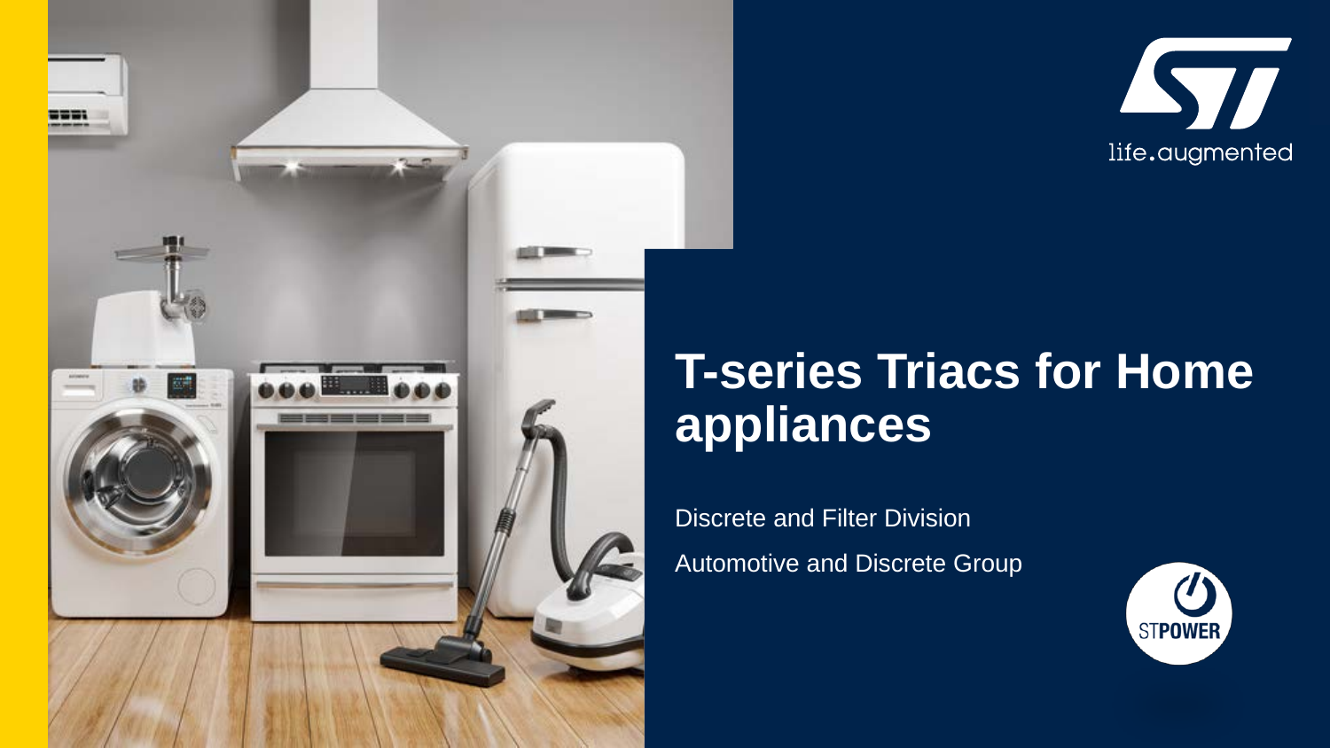# T-series Triacs for Home appliances

Discrete and Filter Division

Automotive and Discrete Group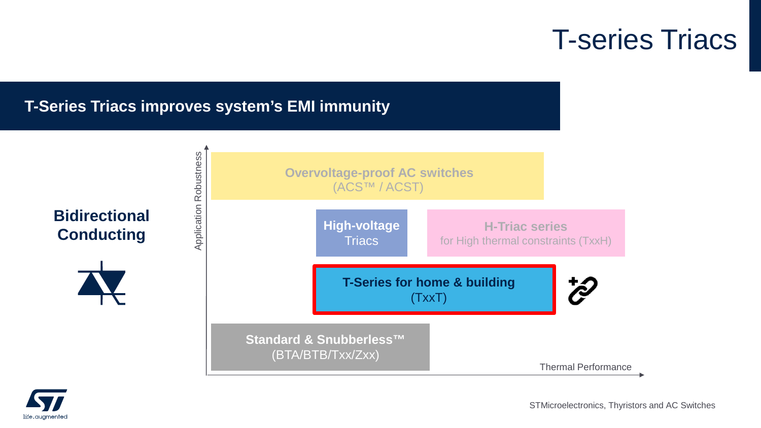# T-series Triacs

## T-Series Triacs improves system's EMI immunity

**Bidirectional Conducting**

Application Robustness

**Overvoltage-proof AC switches**
(ACS™ / ACST)

**High-voltage** Triacs

**H-Triac series**
for High thermal constraints (TxxH)

**T-Series for home & building**
(TxxT)

**Standard & Snubberless™**
(BTA/BTB/Txx/Zxx)

Thermal Performance

STMicroelectronics, Thyristors and AC Switches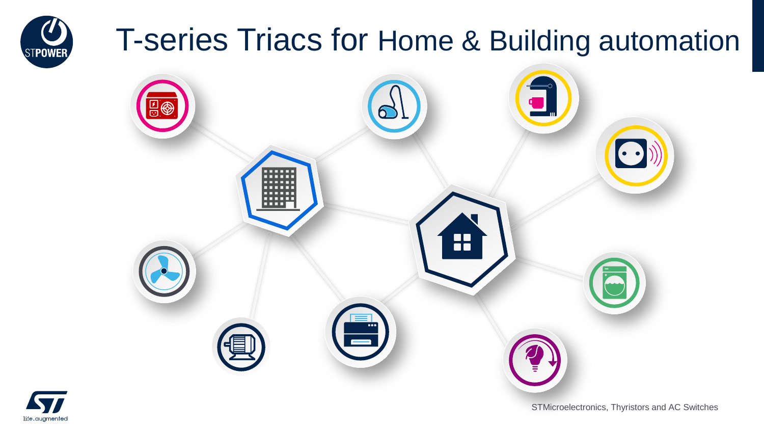# T-series Triacs for Home & Building automation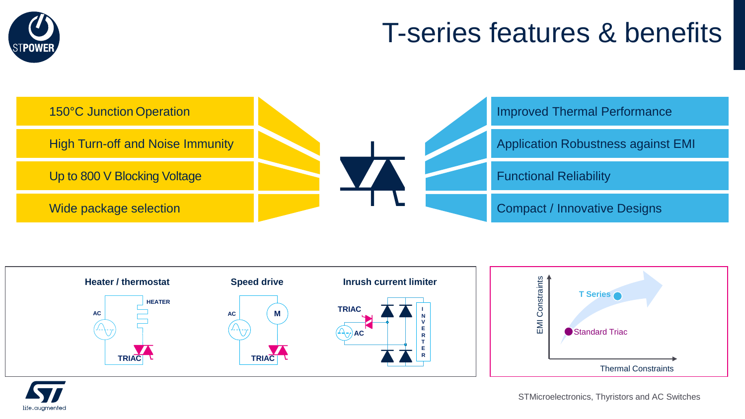# T-series features & benefits

| Features | Benefits |
| --- | --- |
| 150°C Junction Operation | Improved Thermal Performance |
| High Turn-off and Noise Immunity | Application Robustness against EMI |
| Up to 800 V Blocking Voltage | Functional Reliability |
| Wide package selection | Compact / Innovative Designs |

**Heater / thermostat**

HEATER

AC

TRIAC

**Speed drive**

AC

M

TRIAC

**Inrush current limiter**

TRIAC

AC

INVERTER

EMI Constraints

T Series

Standard Triac

Thermal Constraints

STMicroelectronics, Thyristors and AC Switches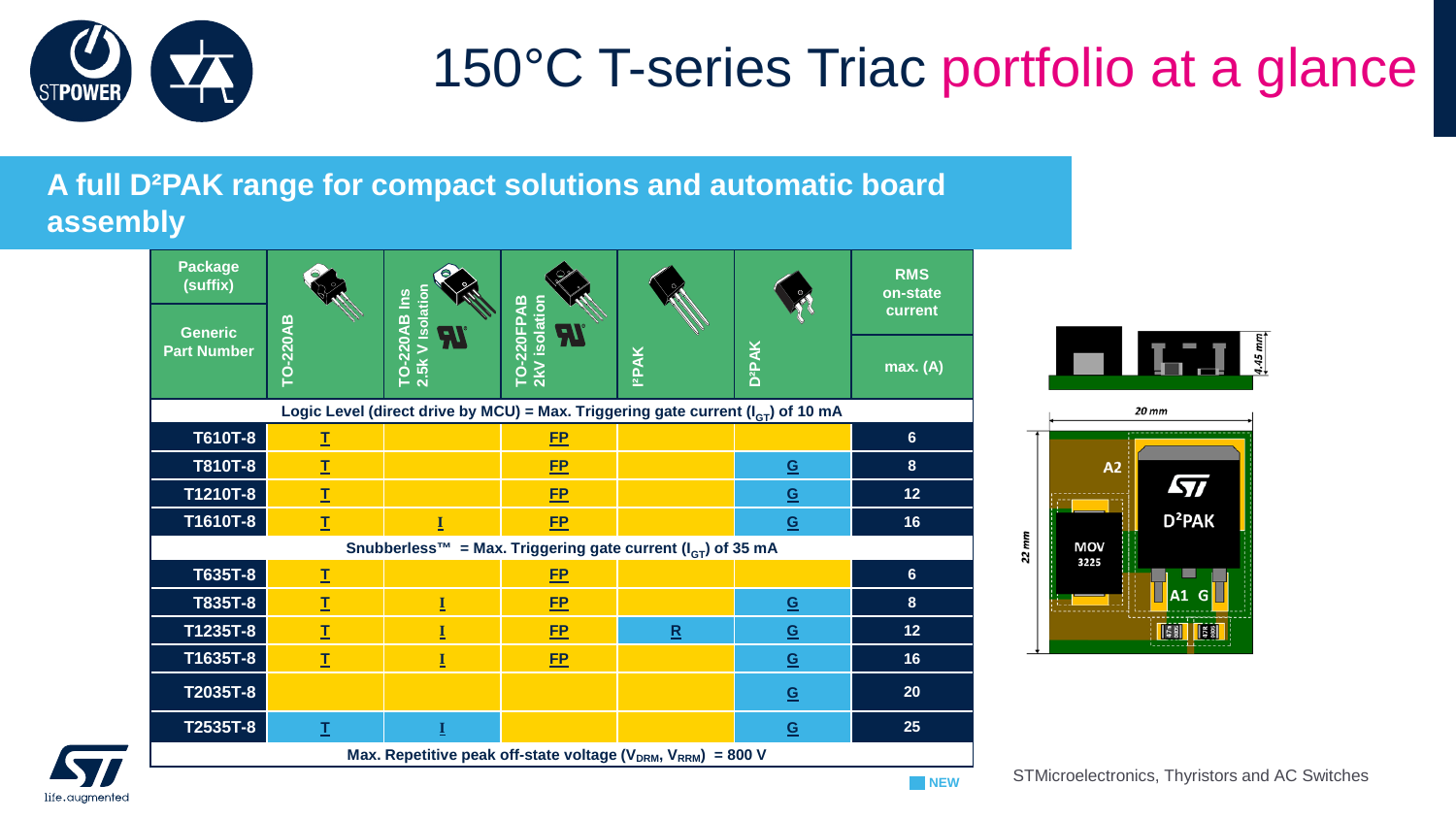# 150°C T-series Triac portfolio at a glance

## A full D²PAK range for compact solutions and automatic board assembly

| Package (suffix) / Generic Part Number | TO-220AB | TO-220AB Ins 2.5k V Isolation | TO-220FPAB 2kV isolation | I²PAK | D²PAK | RMS on-state current max. (A) |
|---|---|---|---|---|---|---|
| **Logic Level (direct drive by MCU) = Max. Triggering gate current ($I_{GT}$) of 10 mA** | | | | | | |
| T610T-8 | T | | FP | | | 6 |
| T810T-8 | T | | FP | | G | 8 |
| T1210T-8 | T | | FP | | G | 12 |
| T1610T-8 | T | I | FP | | G | 16 |
| **Snubberless™ = Max. Triggering gate current ($I_{GT}$) of 35 mA** | | | | | | |
| T635T-8 | T | | FP | | | 6 |
| T835T-8 | T | I | FP | | G | 8 |
| T1235T-8 | T | I | FP | R | G | 12 |
| T1635T-8 | T | I | FP | | G | 16 |
| T2035T-8 | | | | | G | 20 |
| T2535T-8 | T | I | | | G | 25 |
| **Max. Repetitive peak off-state voltage ($V_{DRM}$, $V_{RRM}$) = 800 V** | | | | | | |

NEW

4.45 mm

20 mm

22 mm

A2

MOV 3225

D²PAK

A1 G

STMicroelectronics, Thyristors and AC Switches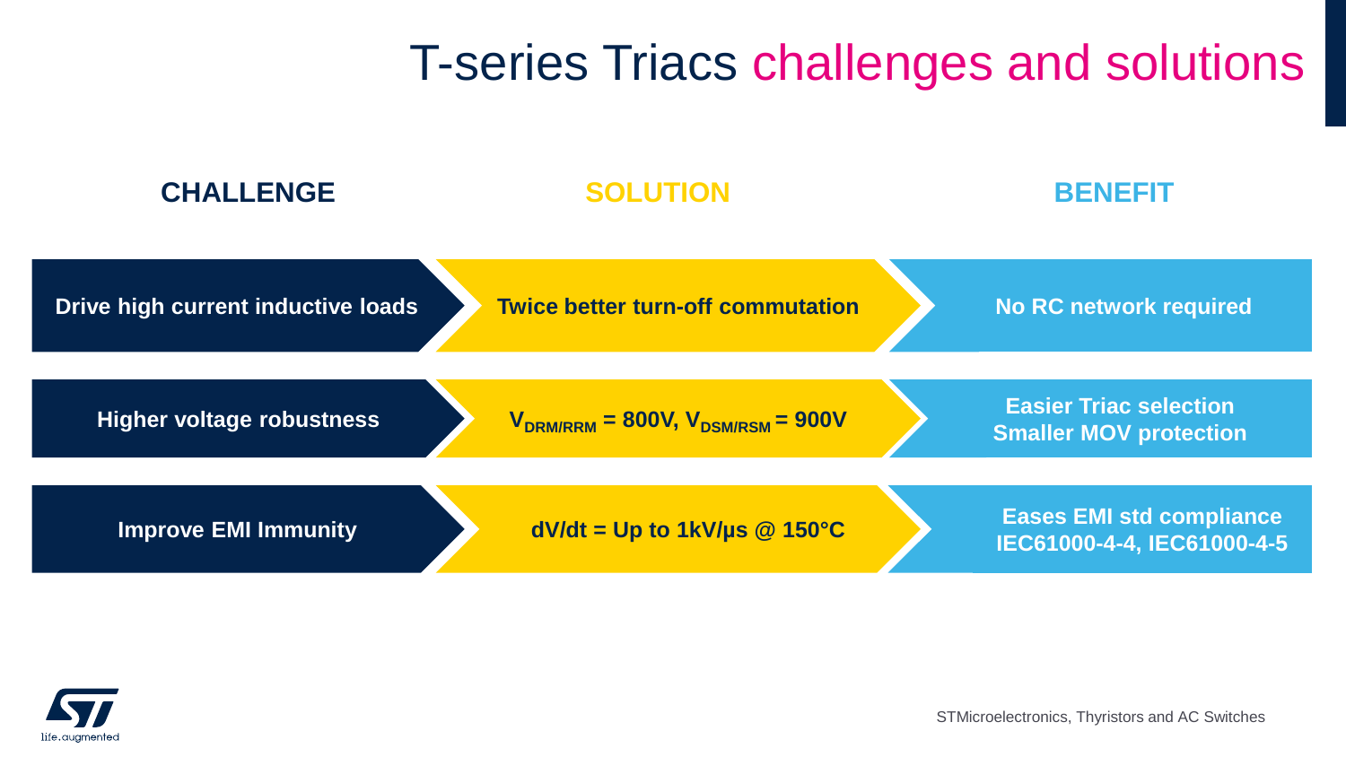# T-series Triacs challenges and solutions

| CHALLENGE | SOLUTION | BENEFIT |
| --- | --- | --- |
| Drive high current inductive loads | Twice better turn-off commutation | No RC network required |
| Higher voltage robustness | $V_{DRM/RRM}$ = 800V, $V_{DSM/RSM}$ = 900V | Easier Triac selection<br>Smaller MOV protection |
| Improve EMI Immunity | dV/dt = Up to 1kV/µs @ 150°C | Eases EMI std compliance<br>IEC61000-4-4, IEC61000-4-5 |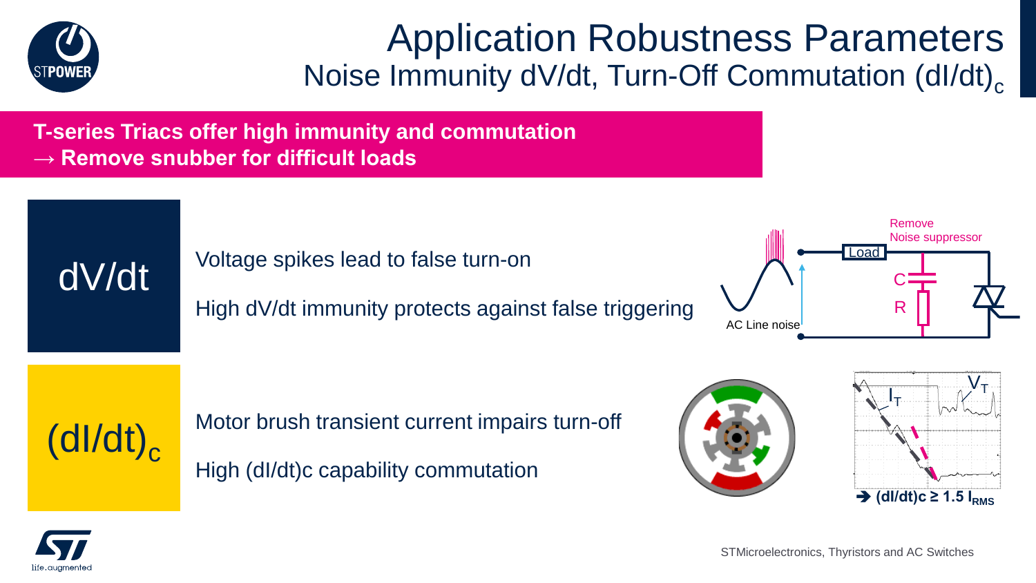# Application Robustness Parameters

## Noise Immunity dV/dt, Turn-Off Commutation $(dI/dt)_c$

**T-series Triacs offer high immunity and commutation**
**→ Remove snubber for difficult loads**

### dV/dt

Voltage spikes lead to false turn-on

High dV/dt immunity protects against false triggering

Remove Noise suppressor

Load

C

R

AC Line noise

### $(dI/dt)_c$

Motor brush transient current impairs turn-off

High (dI/dt)c capability commutation

$V_T$

$I_T$

**→ $(dI/dt)c \geq 1.5\ I_{RMS}$**

STMicroelectronics, Thyristors and AC Switches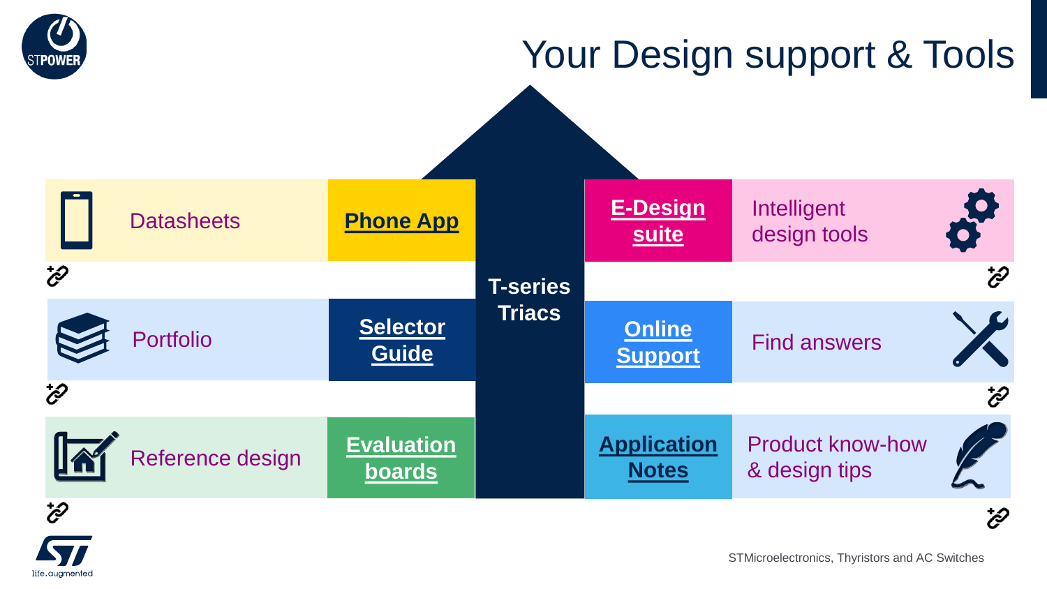# Your Design support & Tools

**T-series Triacs**

| Resource | Tool | Tool | Resource |
| --- | --- | --- | --- |
| Datasheets | **Phone App** | **E-Design suite** | Intelligent design tools |
| Portfolio | **Selector Guide** | **Online Support** | Find answers |
| Reference design | **Evaluation boards** | **Application Notes** | Product know-how & design tips |

STMicroelectronics, Thyristors and AC Switches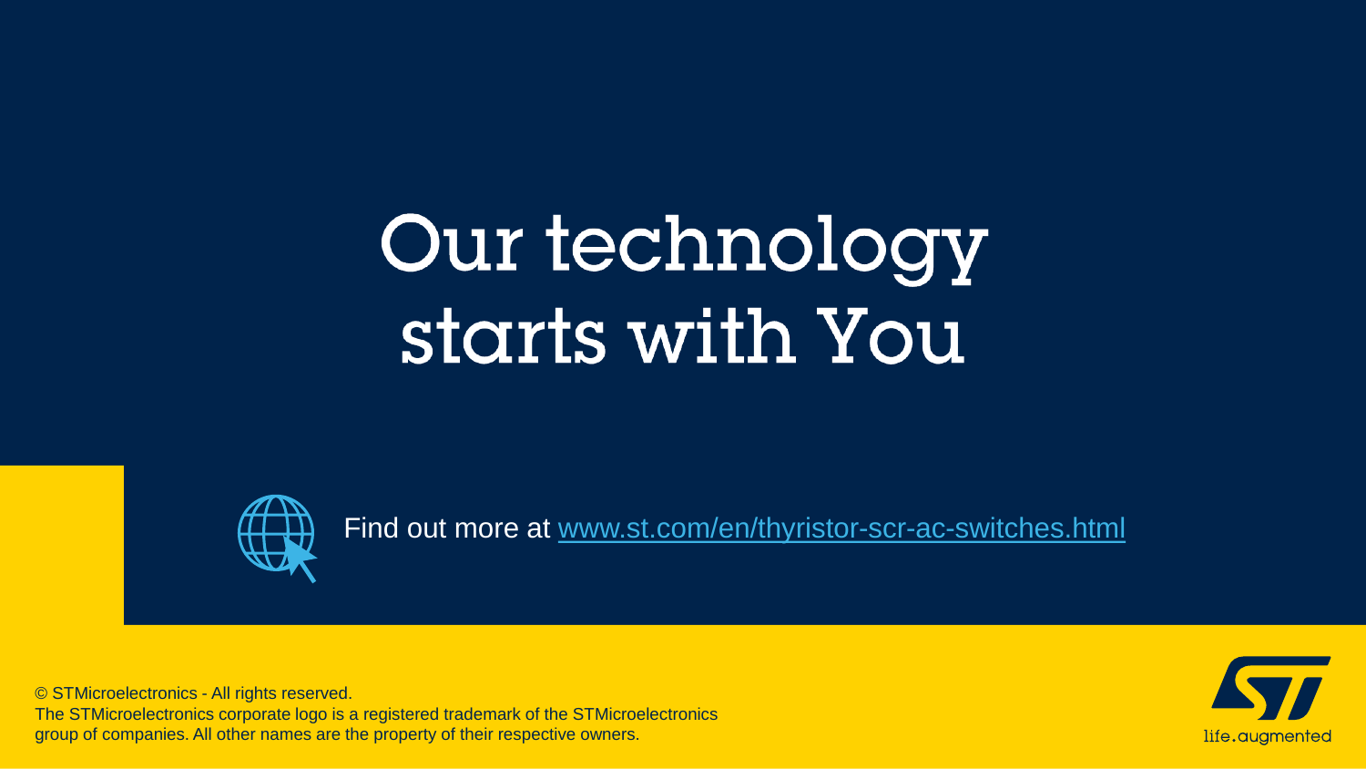# Our technology starts with You

Find out more at [www.st.com/en/thyristor-scr-ac-switches.html](www.st.com/en/thyristor-scr-ac-switches.html)

© STMicroelectronics - All rights reserved.
The STMicroelectronics corporate logo is a registered trademark of the STMicroelectronics group of companies. All other names are the property of their respective owners.

life.augmented